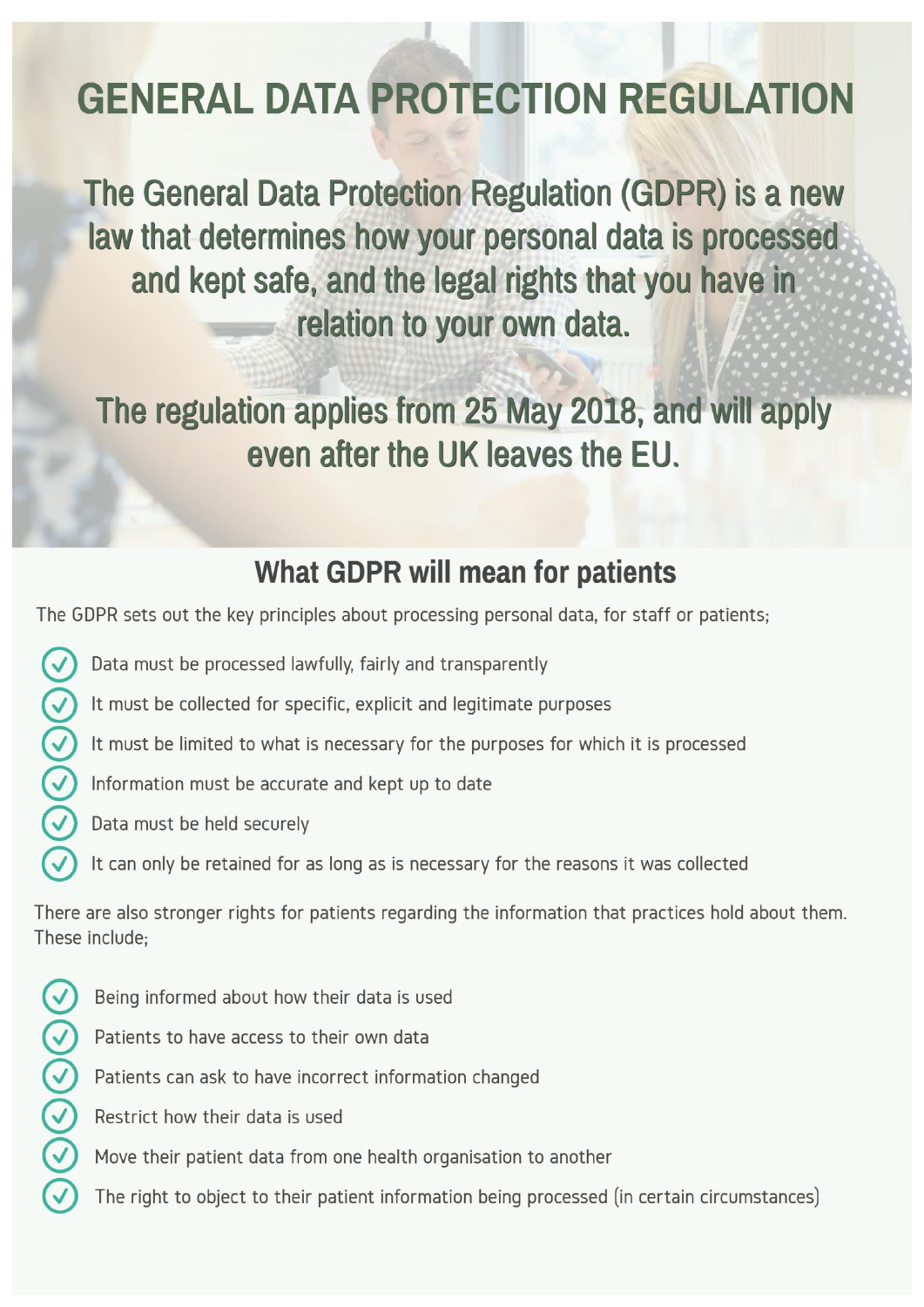# GENERAL DATA PROTECTION REGULATION

The General Data Protection Regulation (GDPR) is a new law that determines how your personal data is processed and kept safe, and the legal rights that you have in relation to your own data.

The regulation applies from 25 May 2018, and will apply even after the UK leaves the EU.

## What GDPR will mean for patients

The GDPR sets out the key principles about processing personal data, for staff or patients;

- Data must be processed lawfully, fairly and transparently
- It must be collected for specific, explicit and legitimate purposes
- It must be limited to what is necessary for the purposes for which it is processed
- Information must be accurate and kept up to date
- Data must be held securely
- It can only be retained for as long as is necessary for the reasons it was collected

There are also stronger rights for patients regarding the information that practices hold about them. These include;

- Being informed about how their data is used
- Patients to have access to their own data
- Patients can ask to have incorrect information changed
- Restrict how their data is used
- Move their patient data from one health organisation to another
- The right to object to their patient information being processed (in certain circumstances)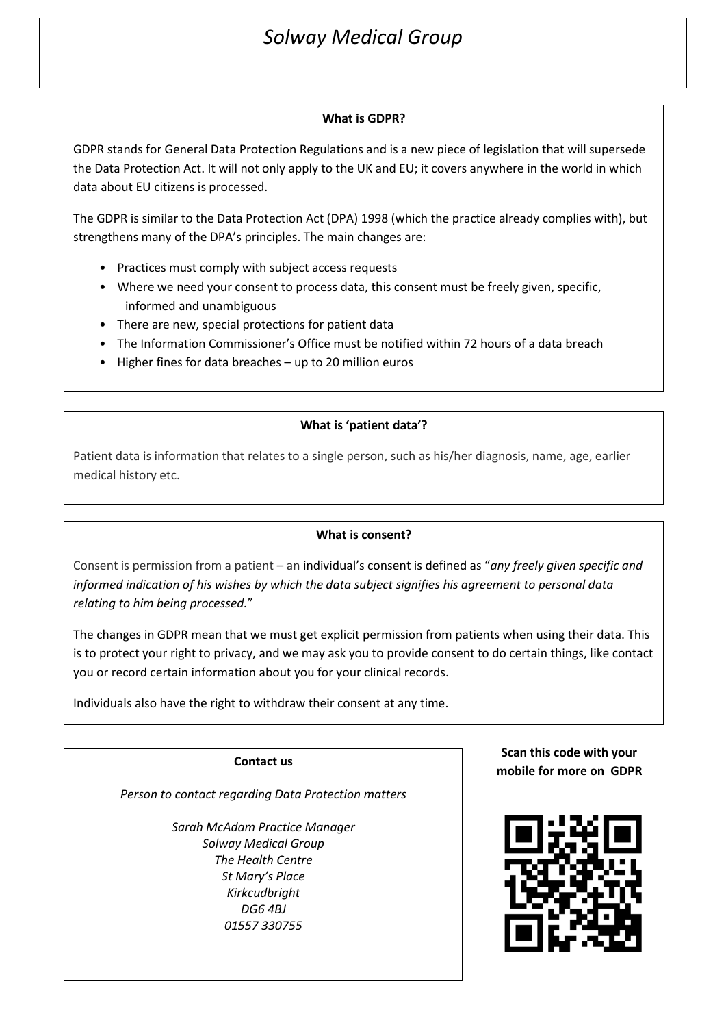# *Solway Medical Group*

### What is GDPR?

GDPR stands for General Data Protection Regulations and is a new piece of legislation that will supersede the Data Protection Act. It will not only apply to the UK and EU; it covers anywhere in the world in which data about EU citizens is processed.

The GDPR is similar to the Data Protection Act (DPA) 1998 (which the practice already complies with), but strengthens many of the DPA's principles. The main changes are:

- Practices must comply with subject access requests
- Where we need your consent to process data, this consent must be freely given, specific, informed and unambiguous
- There are new, special protections for patient data
- The Information Commissioner's Office must be notified within 72 hours of a data breach
- Higher fines for data breaches – up to 20 million euros

### What is 'patient data'?

Patient data is information that relates to a single person, such as his/her diagnosis, name, age, earlier medical history etc.

### What is consent?

Consent is permission from a patient – an individual's consent is defined as "*any freely given specific and informed indication of his wishes by which the data subject signifies his agreement to personal data relating to him being processed.*"

The changes in GDPR mean that we must get explicit permission from patients when using their data. This is to protect your right to privacy, and we may ask you to provide consent to do certain things, like contact you or record certain information about you for your clinical records.

Individuals also have the right to withdraw their consent at any time.

### Contact us

*Person to contact regarding Data Protection matters*

*Sarah McAdam Practice Manager*
*Solway Medical Group*
*The Health Centre*
*St Mary's Place*
*Kirkcudbright*
*DG6 4BJ*
*01557 330755*

**Scan this code with your mobile for more on GDPR**